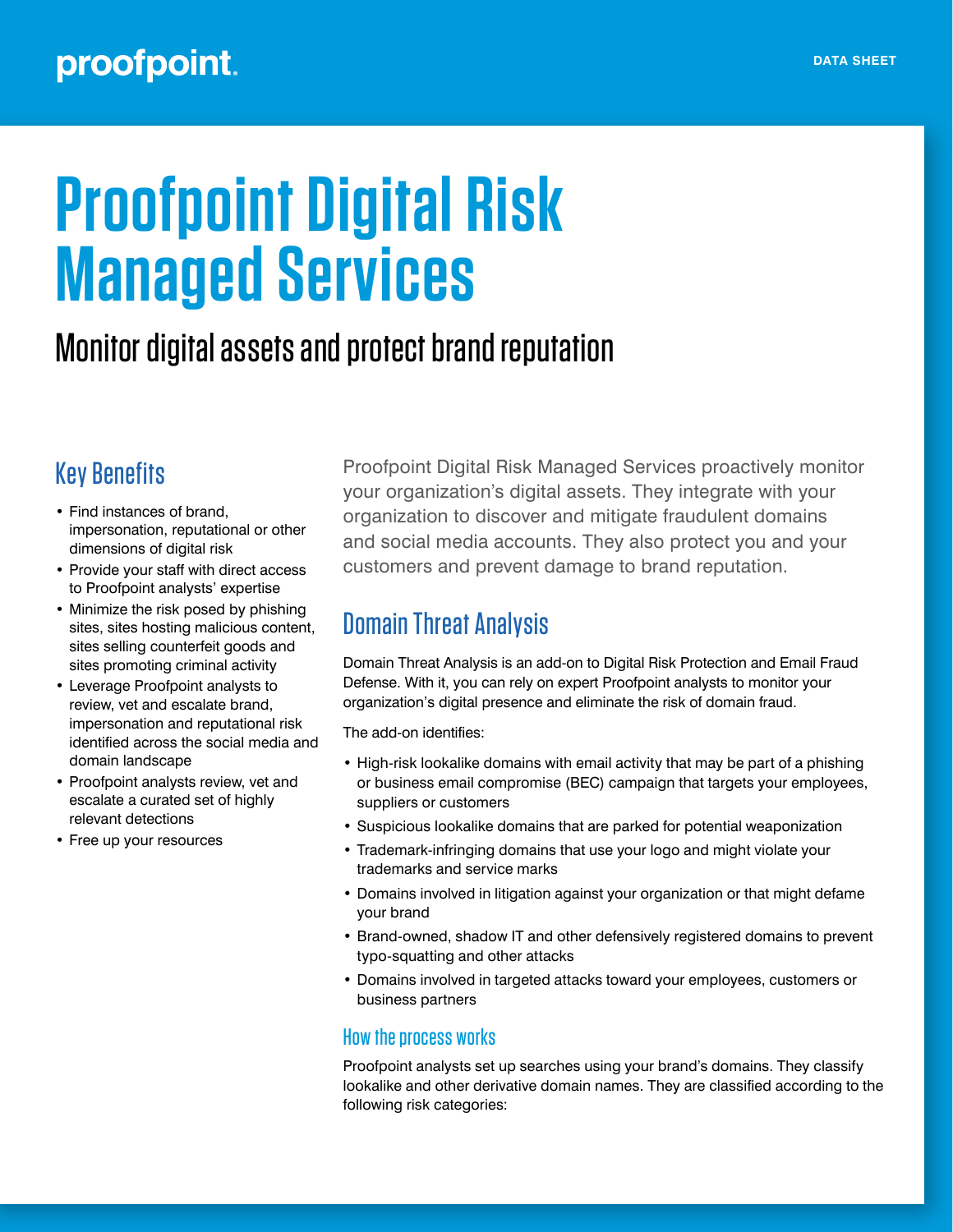proofpoint.

DATA SHEET

# Proofpoint Digital Risk Managed Services

## Monitor digital assets and protect brand reputation

## Key Benefits

- Find instances of brand, impersonation, reputational or other dimensions of digital risk
- Provide your staff with direct access to Proofpoint analysts' expertise
- Minimize the risk posed by phishing sites, sites hosting malicious content, sites selling counterfeit goods and sites promoting criminal activity
- Leverage Proofpoint analysts to review, vet and escalate brand, impersonation and reputational risk identified across the social media and domain landscape
- Proofpoint analysts review, vet and escalate a curated set of highly relevant detections
- Free up your resources

Proofpoint Digital Risk Managed Services proactively monitor your organization's digital assets. They integrate with your organization to discover and mitigate fraudulent domains and social media accounts. They also protect you and your customers and prevent damage to brand reputation.

## Domain Threat Analysis

Domain Threat Analysis is an add-on to Digital Risk Protection and Email Fraud Defense. With it, you can rely on expert Proofpoint analysts to monitor your organization's digital presence and eliminate the risk of domain fraud.

The add-on identifies:

- High-risk lookalike domains with email activity that may be part of a phishing or business email compromise (BEC) campaign that targets your employees, suppliers or customers
- Suspicious lookalike domains that are parked for potential weaponization
- Trademark-infringing domains that use your logo and might violate your trademarks and service marks
- Domains involved in litigation against your organization or that might defame your brand
- Brand-owned, shadow IT and other defensively registered domains to prevent typo-squatting and other attacks
- Domains involved in targeted attacks toward your employees, customers or business partners

### How the process works

Proofpoint analysts set up searches using your brand's domains. They classify lookalike and other derivative domain names. They are classified according to the following risk categories: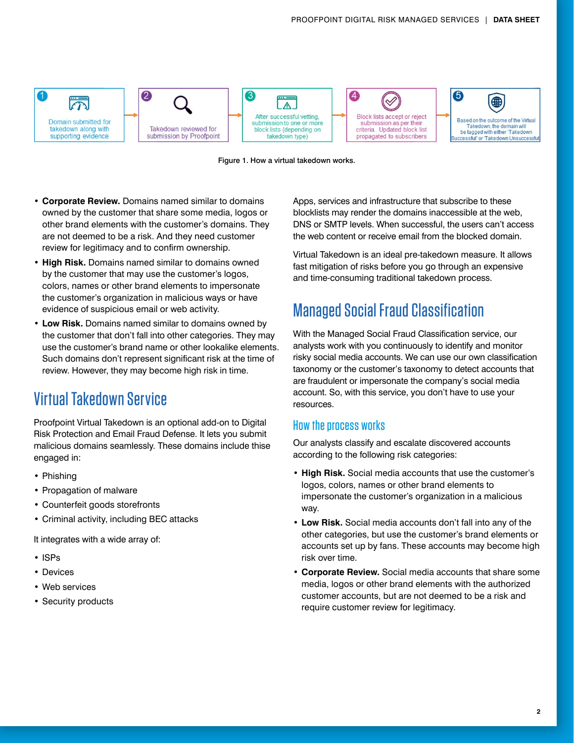1. Domain submitted for takedown along with supporting evidence
2. Takedown reviewed for submission by Proofpoint
3. After successful vetting, submission to one or more block lists (depending on takedown type)
4. Block lists accept or reject submission as per their criteria. Updated block list propagated to subscribers
5. Based on the outcome of the Virtual Takedown, the domain will be tagged with either 'Takedown Successful' or 'Takedown Unsuccessful'

Figure 1. How a virtual takedown works.

- **Corporate Review.** Domains named similar to domains owned by the customer that share some media, logos or other brand elements with the customer's domains. They are not deemed to be a risk. And they need customer review for legitimacy and to confirm ownership.
- **High Risk.** Domains named similar to domains owned by the customer that may use the customer's logos, colors, names or other brand elements to impersonate the customer's organization in malicious ways or have evidence of suspicious email or web activity.
- **Low Risk.** Domains named similar to domains owned by the customer that don't fall into other categories. They may use the customer's brand name or other lookalike elements. Such domains don't represent significant risk at the time of review. However, they may become high risk in time.

## Virtual Takedown Service

Proofpoint Virtual Takedown is an optional add-on to Digital Risk Protection and Email Fraud Defense. It lets you submit malicious domains seamlessly. These domains include thise engaged in:

- Phishing
- Propagation of malware
- Counterfeit goods storefronts
- Criminal activity, including BEC attacks

It integrates with a wide array of:

- ISPs
- Devices
- Web services
- Security products

Apps, services and infrastructure that subscribe to these blocklists may render the domains inaccessible at the web, DNS or SMTP levels. When successful, the users can't access the web content or receive email from the blocked domain.

Virtual Takedown is an ideal pre-takedown measure. It allows fast mitigation of risks before you go through an expensive and time-consuming traditional takedown process.

## Managed Social Fraud Classification

With the Managed Social Fraud Classification service, our analysts work with you continuously to identify and monitor risky social media accounts. We can use our own classification taxonomy or the customer's taxonomy to detect accounts that are fraudulent or impersonate the company's social media account. So, with this service, you don't have to use your resources.

### How the process works

Our analysts classify and escalate discovered accounts according to the following risk categories:

- **High Risk.** Social media accounts that use the customer's logos, colors, names or other brand elements to impersonate the customer's organization in a malicious way.
- **Low Risk.** Social media accounts don't fall into any of the other categories, but use the customer's brand elements or accounts set up by fans. These accounts may become high risk over time.
- **Corporate Review.** Social media accounts that share some media, logos or other brand elements with the authorized customer accounts, but are not deemed to be a risk and require customer review for legitimacy.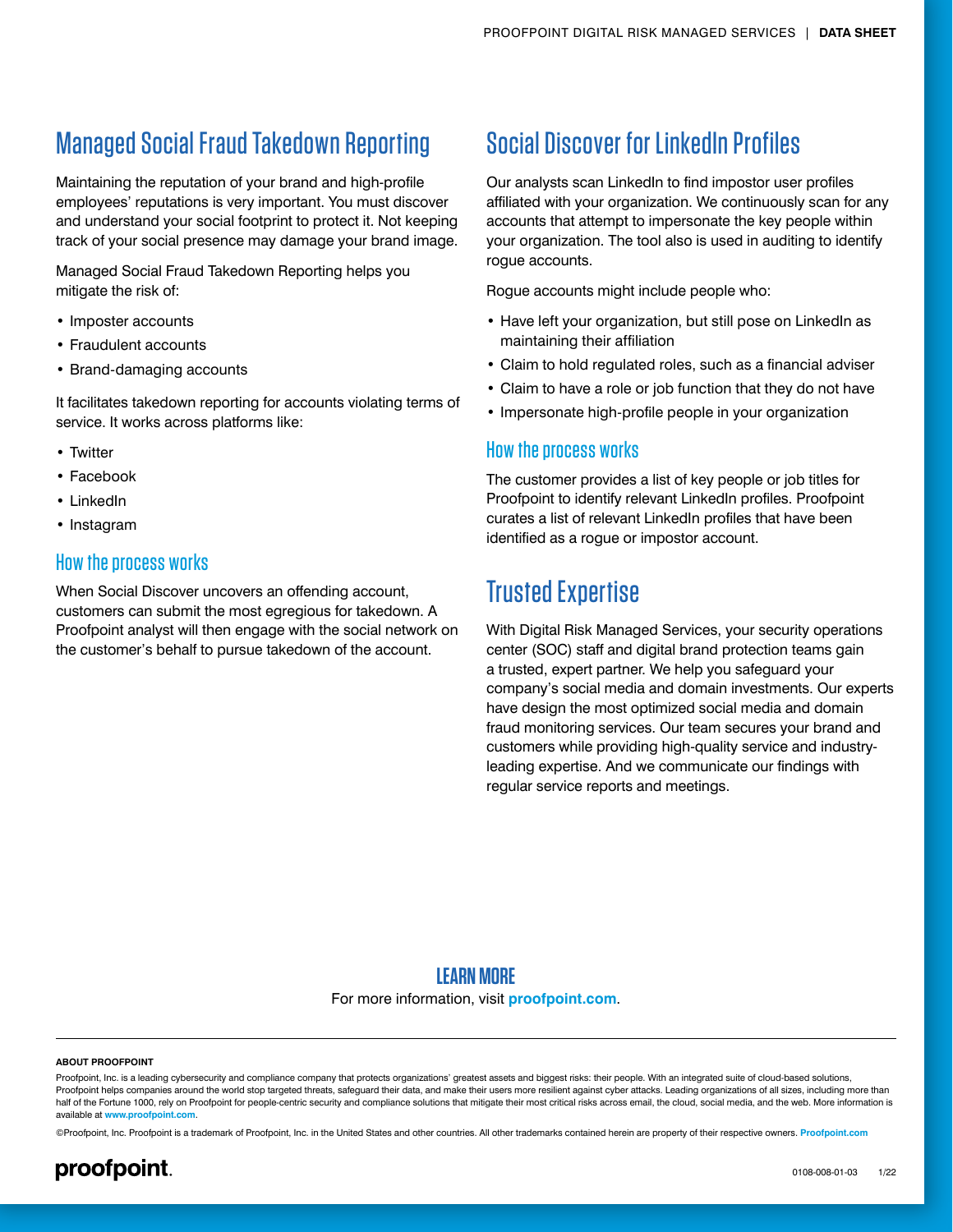## Managed Social Fraud Takedown Reporting

Maintaining the reputation of your brand and high-profile employees' reputations is very important. You must discover and understand your social footprint to protect it. Not keeping track of your social presence may damage your brand image.

Managed Social Fraud Takedown Reporting helps you mitigate the risk of:

- Imposter accounts
- Fraudulent accounts
- Brand-damaging accounts

It facilitates takedown reporting for accounts violating terms of service. It works across platforms like:

- Twitter
- Facebook
- LinkedIn
- Instagram

### How the process works

When Social Discover uncovers an offending account, customers can submit the most egregious for takedown. A Proofpoint analyst will then engage with the social network on the customer's behalf to pursue takedown of the account.

## Social Discover for LinkedIn Profiles

Our analysts scan LinkedIn to find impostor user profiles affiliated with your organization. We continuously scan for any accounts that attempt to impersonate the key people within your organization. The tool also is used in auditing to identify rogue accounts.

Rogue accounts might include people who:

- Have left your organization, but still pose on LinkedIn as maintaining their affiliation
- Claim to hold regulated roles, such as a financial adviser
- Claim to have a role or job function that they do not have
- Impersonate high-profile people in your organization

### How the process works

The customer provides a list of key people or job titles for Proofpoint to identify relevant LinkedIn profiles. Proofpoint curates a list of relevant LinkedIn profiles that have been identified as a rogue or impostor account.

## Trusted Expertise

With Digital Risk Managed Services, your security operations center (SOC) staff and digital brand protection teams gain a trusted, expert partner. We help you safeguard your company's social media and domain investments. Our experts have design the most optimized social media and domain fraud monitoring services. Our team secures your brand and customers while providing high-quality service and industry-leading expertise. And we communicate our findings with regular service reports and meetings.

**LEARN MORE**

For more information, visit **proofpoint.com**.

---

**ABOUT PROOFPOINT**

Proofpoint, Inc. is a leading cybersecurity and compliance company that protects organizations' greatest assets and biggest risks: their people. With an integrated suite of cloud-based solutions, Proofpoint helps companies around the world stop targeted threats, safeguard their data, and make their users more resilient against cyber attacks. Leading organizations of all sizes, including more than half of the Fortune 1000, rely on Proofpoint for people-centric security and compliance solutions that mitigate their most critical risks across email, the cloud, social media, and the web. More information is available at **www.proofpoint.com**.

©Proofpoint, Inc. Proofpoint is a trademark of Proofpoint, Inc. in the United States and other countries. All other trademarks contained herein are property of their respective owners. **Proofpoint.com**

proofpoint.

0108-008-01-03 1/22